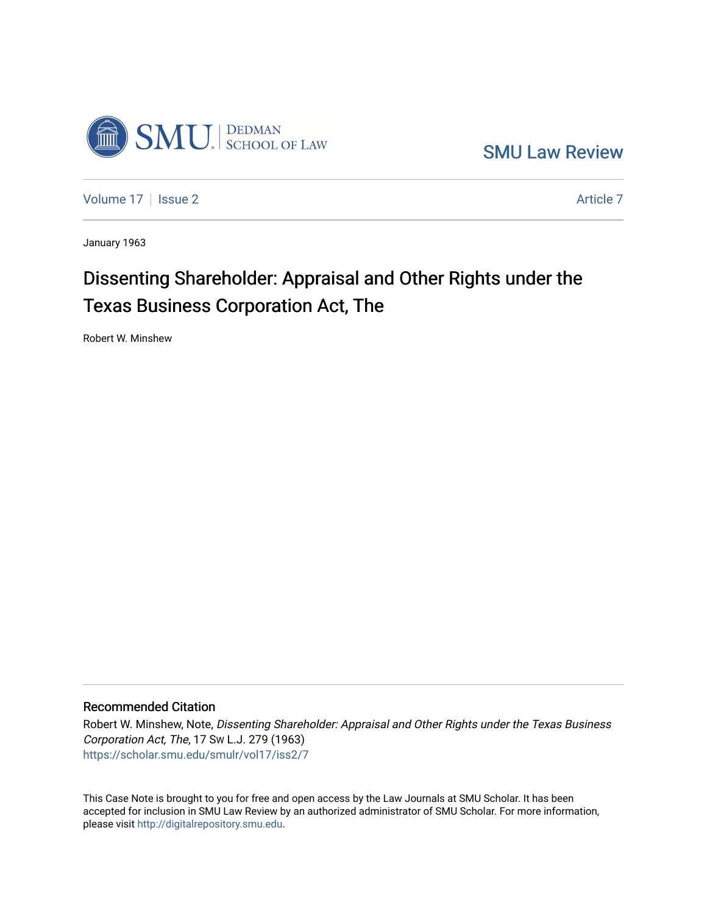SMU Law Review

Volume 17 | Issue 2 | Article 7

January 1963

# Dissenting Shareholder: Appraisal and Other Rights under the Texas Business Corporation Act, The

Robert W. Minshew

## Recommended Citation

Robert W. Minshew, Note, *Dissenting Shareholder: Appraisal and Other Rights under the Texas Business Corporation Act, The*, 17 Sw L.J. 279 (1963)
https://scholar.smu.edu/smulr/vol17/iss2/7

This Case Note is brought to you for free and open access by the Law Journals at SMU Scholar. It has been accepted for inclusion in SMU Law Review by an authorized administrator of SMU Scholar. For more information, please visit http://digitalrepository.smu.edu.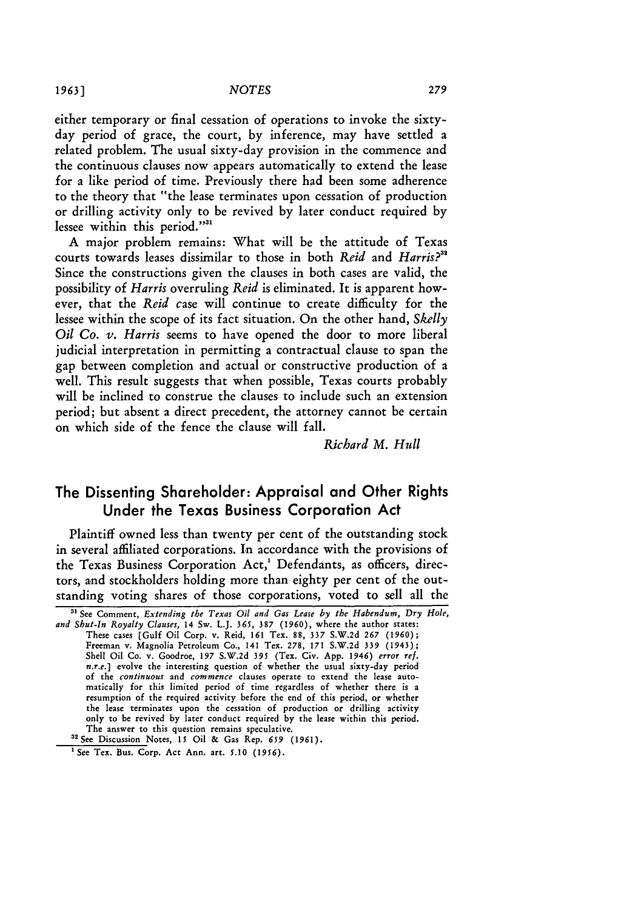either temporary or final cessation of operations to invoke the sixty-day period of grace, the court, by inference, may have settled a related problem. The usual sixty-day provision in the commence and the continuous clauses now appears automatically to extend the lease for a like period of time. Previously there had been some adherence to the theory that "the lease terminates upon cessation of production or drilling activity only to be revived by later conduct required by lessee within this period."[31]

A major problem remains: What will be the attitude of Texas courts towards leases dissimilar to those in both *Reid* and *Harris?*[32] Since the constructions given the clauses in both cases are valid, the possibility of *Harris* overruling *Reid* is eliminated. It is apparent however, that the *Reid* case will continue to create difficulty for the lessee within the scope of its fact situation. On the other hand, *Skelly Oil Co. v. Harris* seems to have opened the door to more liberal judicial interpretation in permitting a contractual clause to span the gap between completion and actual or constructive production of a well. This result suggests that when possible, Texas courts probably will be inclined to construe the clauses to include such an extension period; but absent a direct precedent, the attorney cannot be certain on which side of the fence the clause will fall.

*Richard M. Hull*

## The Dissenting Shareholder: Appraisal and Other Rights Under the Texas Business Corporation Act

Plaintiff owned less than twenty per cent of the outstanding stock in several affiliated corporations. In accordance with the provisions of the Texas Business Corporation Act,[1] Defendants, as officers, directors, and stockholders holding more than eighty per cent of the outstanding voting shares of those corporations, voted to sell all the

---

[31] See Comment, *Extending the Texas Oil and Gas Lease by the Habendum, Dry Hole, and Shut-In Royalty Clauses,* 14 Sw. L.J. 365, 387 (1960), where the author states:

These cases [Gulf Oil Corp. v. Reid, 161 Tex. 88, 337 S.W.2d 267 (1960); Freeman v. Magnolia Petroleum Co., 141 Tex. 278, 171 S.W.2d 339 (1943); Shell Oil Co. v. Goodroe, 197 S.W.2d 395 (Tex. Civ. App. 1946) *error ref. n.r.e.*] evolve the interesting question of whether the usual sixty-day period of the *continuous* and *commence* clauses operate to extend the lease automatically for this limited period of time regardless of whether there is a resumption of the required activity before the end of this period, or whether the lease terminates upon the cessation of production or drilling activity only to be revived by later conduct required by the lease within this period. The answer to this question remains speculative.

[32] See Discussion Notes, 15 Oil & Gas Rep. 659 (1961).

[1] See Tex. Bus. Corp. Act Ann. art. 5.10 (1956).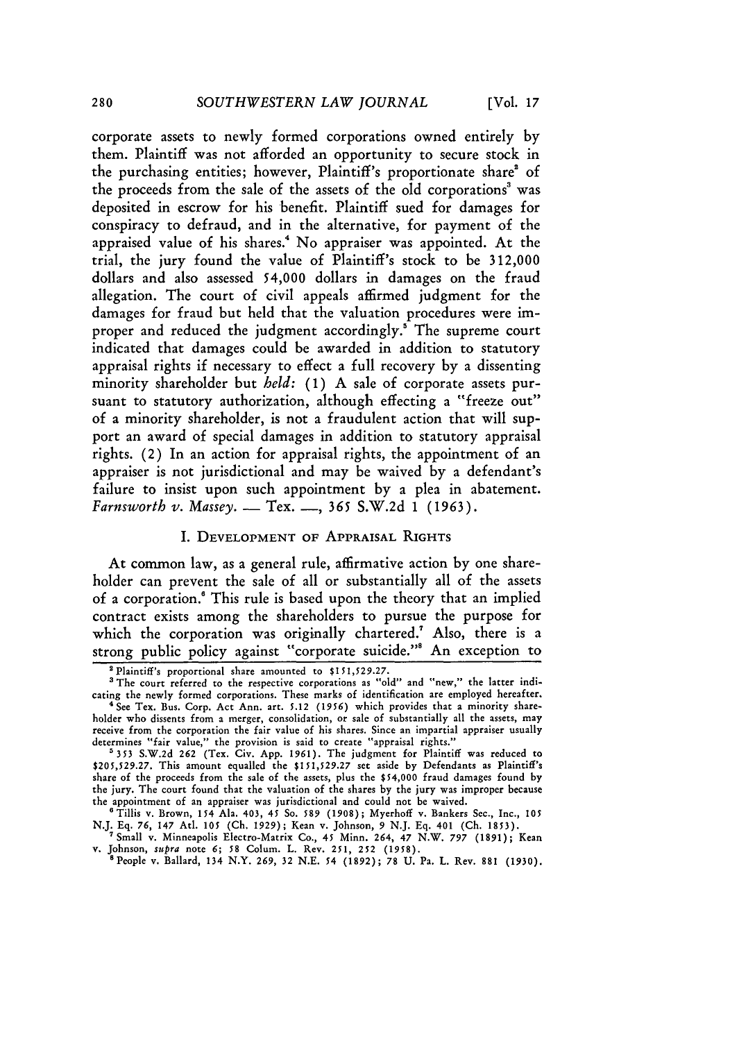corporate assets to newly formed corporations owned entirely by them. Plaintiff was not afforded an opportunity to secure stock in the purchasing entities; however, Plaintiff's proportionate share[2] of the proceeds from the sale of the assets of the old corporations[3] was deposited in escrow for his benefit. Plaintiff sued for damages for conspiracy to defraud, and in the alternative, for payment of the appraised value of his shares.[4] No appraiser was appointed. At the trial, the jury found the value of Plaintiff's stock to be 312,000 dollars and also assessed 54,000 dollars in damages on the fraud allegation. The court of civil appeals affirmed judgment for the damages for fraud but held that the valuation procedures were improper and reduced the judgment accordingly.[5] The supreme court indicated that damages could be awarded in addition to statutory appraisal rights if necessary to effect a full recovery by a dissenting minority shareholder but *held:* (1) A sale of corporate assets pursuant to statutory authorization, although effecting a "freeze out" of a minority shareholder, is not a fraudulent action that will support an award of special damages in addition to statutory appraisal rights. (2) In an action for appraisal rights, the appointment of an appraiser is not jurisdictional and may be waived by a defendant's failure to insist upon such appointment by a plea in abatement. *Farnsworth v. Massey.* — Tex. —, 365 S.W.2d 1 (1963).

## I. Development of Appraisal Rights

At common law, as a general rule, affirmative action by one shareholder can prevent the sale of all or substantially all of the assets of a corporation.[6] This rule is based upon the theory that an implied contract exists among the shareholders to pursue the purpose for which the corporation was originally chartered.[7] Also, there is a strong public policy against "corporate suicide."[8] An exception to

---

[2] Plaintiff's proportional share amounted to $151,529.27.

[3] The court referred to the respective corporations as "old" and "new," the latter indicating the newly formed corporations. These marks of identification are employed hereafter.

[4] See Tex. Bus. Corp. Act Ann. art. 5.12 (1956) which provides that a minority shareholder who dissents from a merger, consolidation, or sale of substantially all the assets, may receive from the corporation the fair value of his shares. Since an impartial appraiser usually determines "fair value," the provision is said to create "appraisal rights."

[5] 353 S.W.2d 262 (Tex. Civ. App. 1961). The judgment for Plaintiff was reduced to $205,529.27. This amount equalled the $151,529.27 set aside by Defendants as Plaintiff's share of the proceeds from the sale of the assets, plus the $54,000 fraud damages found by the jury. The court found that the valuation of the shares by the jury was improper because the appointment of an appraiser was jurisdictional and could not be waived.

[6] Tillis v. Brown, 154 Ala. 403, 45 So. 589 (1908); Myerhoff v. Bankers Sec., Inc., 105 N.J. Eq. 76, 147 Atl. 105 (Ch. 1929); Kean v. Johnson, 9 N.J. Eq. 401 (Ch. 1853).

[7] Small v. Minneapolis Electro-Matrix Co., 45 Minn. 264, 47 N.W. 797 (1891); Kean v. Johnson, *supra* note 6; 58 Colum. L. Rev. 251, 252 (1958).

[8] People v. Ballard, 134 N.Y. 269, 32 N.E. 54 (1892); 78 U. Pa. L. Rev. 881 (1930).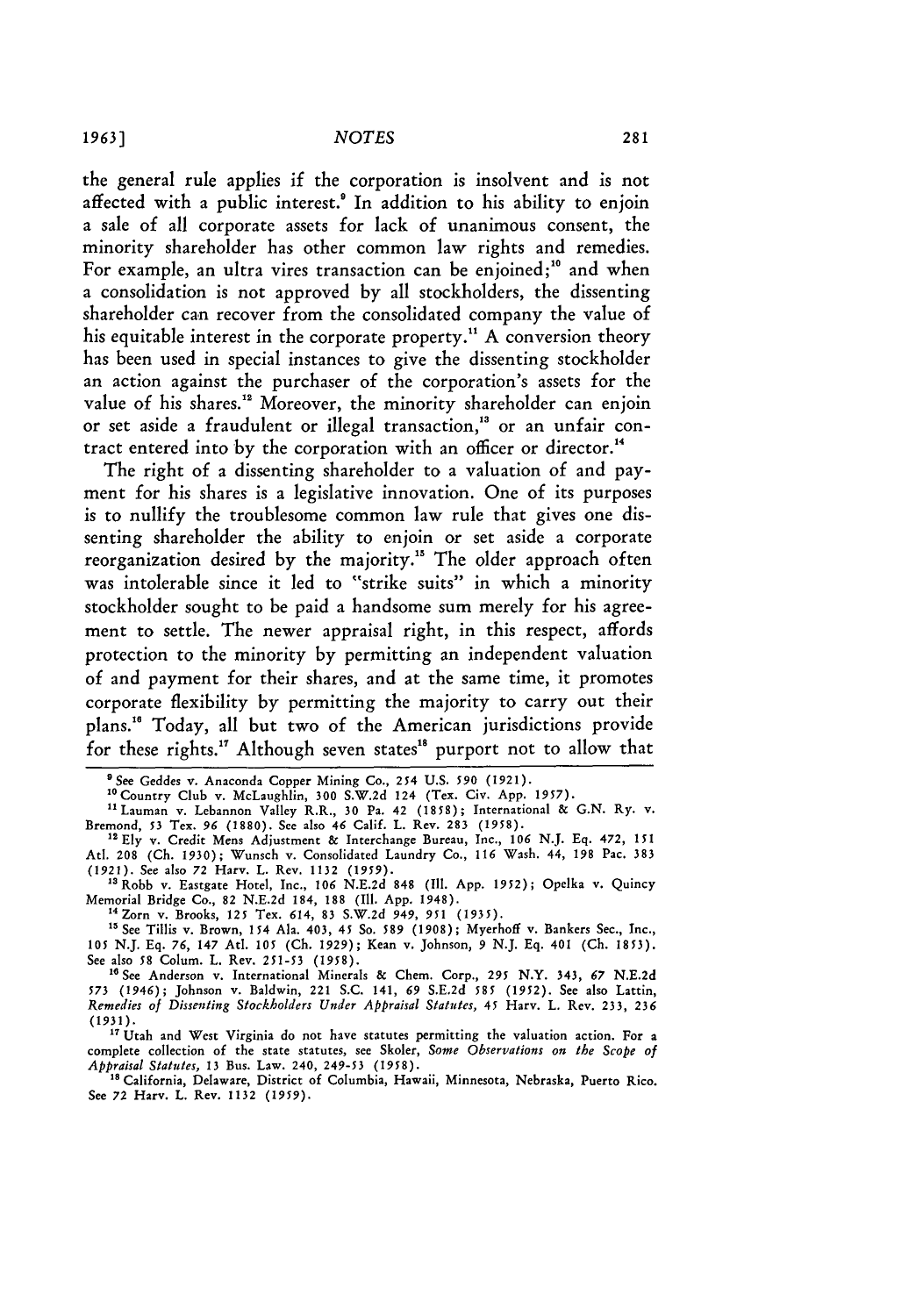the general rule applies if the corporation is insolvent and is not affected with a public interest.[9] In addition to his ability to enjoin a sale of all corporate assets for lack of unanimous consent, the minority shareholder has other common law rights and remedies. For example, an ultra vires transaction can be enjoined;[10] and when a consolidation is not approved by all stockholders, the dissenting shareholder can recover from the consolidated company the value of his equitable interest in the corporate property.[11] A conversion theory has been used in special instances to give the dissenting stockholder an action against the purchaser of the corporation's assets for the value of his shares.[12] Moreover, the minority shareholder can enjoin or set aside a fraudulent or illegal transaction,[13] or an unfair contract entered into by the corporation with an officer or director.[14]

The right of a dissenting shareholder to a valuation of and payment for his shares is a legislative innovation. One of its purposes is to nullify the troublesome common law rule that gives one dissenting shareholder the ability to enjoin or set aside a corporate reorganization desired by the majority.[15] The older approach often was intolerable since it led to "strike suits" in which a minority stockholder sought to be paid a handsome sum merely for his agreement to settle. The newer appraisal right, in this respect, affords protection to the minority by permitting an independent valuation of and payment for their shares, and at the same time, it promotes corporate flexibility by permitting the majority to carry out their plans.[16] Today, all but two of the American jurisdictions provide for these rights.[17] Although seven states[18] purport not to allow that

---

[9] See Geddes v. Anaconda Copper Mining Co., 254 U.S. 590 (1921).

[10] Country Club v. McLaughlin, 300 S.W.2d 124 (Tex. Civ. App. 1957).

[11] Lauman v. Lebannon Valley R.R., 30 Pa. 42 (1858); International & G.N. Ry. v. Bremond, 53 Tex. 96 (1880). See also 46 Calif. L. Rev. 283 (1958).

[12] Ely v. Credit Mens Adjustment & Interchange Bureau, Inc., 106 N.J. Eq. 472, 151 Atl. 208 (Ch. 1930); Wunsch v. Consolidated Laundry Co., 116 Wash. 44, 198 Pac. 383 (1921). See also 72 Harv. L. Rev. 1132 (1959).

[13] Robb v. Eastgate Hotel, Inc., 106 N.E.2d 848 (Ill. App. 1952); Opelka v. Quincy Memorial Bridge Co., 82 N.E.2d 184, 188 (Ill. App. 1948).

[14] Zorn v. Brooks, 125 Tex. 614, 83 S.W.2d 949, 951 (1935).

[15] See Tillis v. Brown, 154 Ala. 403, 45 So. 589 (1908); Myerhoff v. Bankers Sec., Inc., 105 N.J. Eq. 76, 147 Atl. 105 (Ch. 1929); Kean v. Johnson, 9 N.J. Eq. 401 (Ch. 1853). See also 58 Colum. L. Rev. 251-53 (1958).

[16] See Anderson v. International Minerals & Chem. Corp., 295 N.Y. 343, 67 N.E.2d 573 (1946); Johnson v. Baldwin, 221 S.C. 141, 69 S.E.2d 585 (1952). See also Lattin, *Remedies of Dissenting Stockholders Under Appraisal Statutes*, 45 Harv. L. Rev. 233, 236 (1931).

[17] Utah and West Virginia do not have statutes permitting the valuation action. For a complete collection of the state statutes, see Skoler, *Some Observations on the Scope of Appraisal Statutes*, 13 Bus. Law. 240, 249-53 (1958).

[18] California, Delaware, District of Columbia, Hawaii, Minnesota, Nebraska, Puerto Rico. See 72 Harv. L. Rev. 1132 (1959).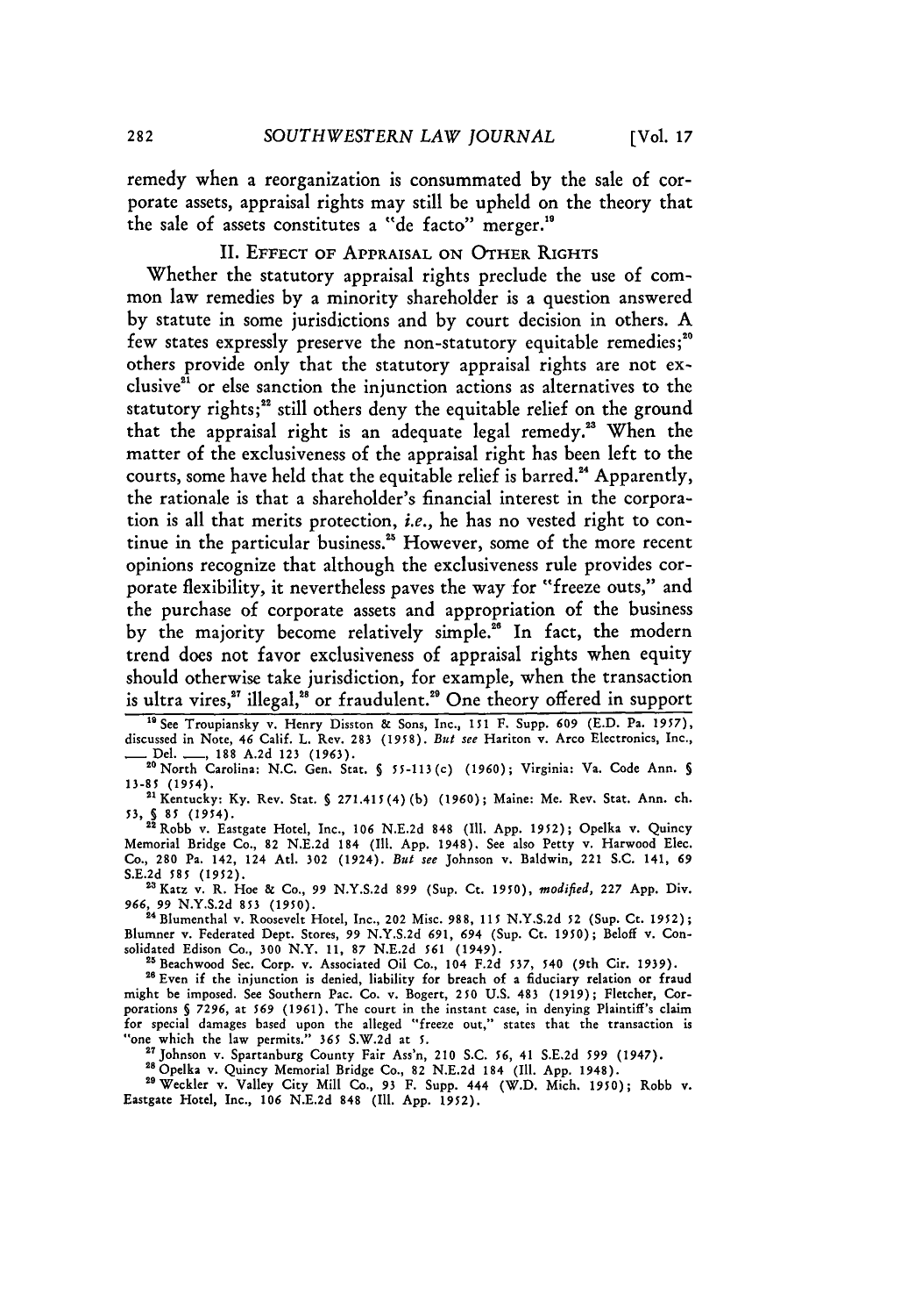remedy when a reorganization is consummated by the sale of corporate assets, appraisal rights may still be upheld on the theory that the sale of assets constitutes a "de facto" merger.[19]

## II. Effect of Appraisal on Other Rights

Whether the statutory appraisal rights preclude the use of common law remedies by a minority shareholder is a question answered by statute in some jurisdictions and by court decision in others. A few states expressly preserve the non-statutory equitable remedies;[20] others provide only that the statutory appraisal rights are not exclusive[21] or else sanction the injunction actions as alternatives to the statutory rights;[22] still others deny the equitable relief on the ground that the appraisal right is an adequate legal remedy.[23] When the matter of the exclusiveness of the appraisal right has been left to the courts, some have held that the equitable relief is barred.[24] Apparently, the rationale is that a shareholder's financial interest in the corporation is all that merits protection, *i.e.*, he has no vested right to continue in the particular business.[25] However, some of the more recent opinions recognize that although the exclusiveness rule provides corporate flexibility, it nevertheless paves the way for "freeze outs," and the purchase of corporate assets and appropriation of the business by the majority become relatively simple.[26] In fact, the modern trend does not favor exclusiveness of appraisal rights when equity should otherwise take jurisdiction, for example, when the transaction is ultra vires,[27] illegal,[28] or fraudulent.[29] One theory offered in support

---

[19] See Troupiansky v. Henry Disston & Sons, Inc., 151 F. Supp. 609 (E.D. Pa. 1957), discussed in Note, 46 Calif. L. Rev. 283 (1958). *But see* Hariton v. Arco Electronics, Inc., ___ Del. ___, 188 A.2d 123 (1963).

[20] North Carolina: N.C. Gen. Stat. § 55-113(c) (1960); Virginia: Va. Code Ann. § 13-85 (1954).

[21] Kentucky: Ky. Rev. Stat. § 271.415(4)(b) (1960); Maine: Me. Rev. Stat. Ann. ch. 53, § 85 (1954).

[22] Robb v. Eastgate Hotel, Inc., 106 N.E.2d 848 (Ill. App. 1952); Opelka v. Quincy Memorial Bridge Co., 82 N.E.2d 184 (Ill. App. 1948). See also Petty v. Harwood Elec. Co., 280 Pa. 142, 124 Atl. 302 (1924). *But see* Johnson v. Baldwin, 221 S.C. 141, 69 S.E.2d 585 (1952).

[23] Katz v. R. Hoe & Co., 99 N.Y.S.2d 899 (Sup. Ct. 1950), *modified*, 227 App. Div. 966, 99 N.Y.S.2d 853 (1950).

[24] Blumenthal v. Roosevelt Hotel, Inc., 202 Misc. 988, 115 N.Y.S.2d 52 (Sup. Ct. 1952); Blumner v. Federated Dept. Stores, 99 N.Y.S.2d 691, 694 (Sup. Ct. 1950); Beloff v. Consolidated Edison Co., 300 N.Y. 11, 87 N.E.2d 561 (1949).

[25] Beachwood Sec. Corp. v. Associated Oil Co., 104 F.2d 537, 540 (9th Cir. 1939).

[26] Even if the injunction is denied, liability for breach of a fiduciary relation or fraud might be imposed. See Southern Pac. Co. v. Bogert, 250 U.S. 483 (1919); Fletcher, Corporations § 7296, at 569 (1961). The court in the instant case, in denying Plaintiff's claim for special damages based upon the alleged "freeze out," states that the transaction is "one which the law permits." 365 S.W.2d at 5.

[27] Johnson v. Spartanburg County Fair Ass'n, 210 S.C. 56, 41 S.E.2d 599 (1947).

[28] Opelka v. Quincy Memorial Bridge Co., 82 N.E.2d 184 (Ill. App. 1948).

[29] Weckler v. Valley City Mill Co., 93 F. Supp. 444 (W.D. Mich. 1950); Robb v. Eastgate Hotel, Inc., 106 N.E.2d 848 (Ill. App. 1952).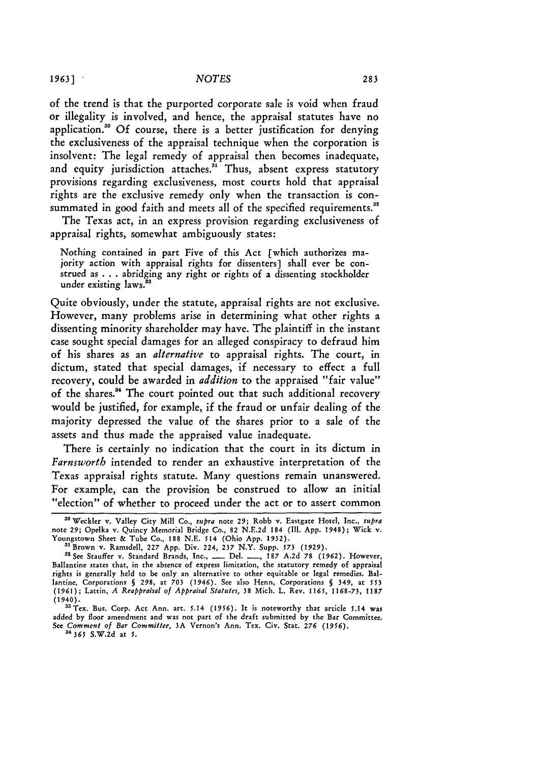of the trend is that the purported corporate sale is void when fraud or illegality is involved, and hence, the appraisal statutes have no application.[30] Of course, there is a better justification for denying the exclusiveness of the appraisal technique when the corporation is insolvent: The legal remedy of appraisal then becomes inadequate, and equity jurisdiction attaches.[31] Thus, absent express statutory provisions regarding exclusiveness, most courts hold that appraisal rights are the exclusive remedy only when the transaction is consummated in good faith and meets all of the specified requirements.[32]

The Texas act, in an express provision regarding exclusiveness of appraisal rights, somewhat ambiguously states:

> Nothing contained in part Five of this Act [which authorizes majority action with appraisal rights for dissenters] shall ever be construed as . . . abridging any right or rights of a dissenting stockholder under existing laws.[33]

Quite obviously, under the statute, appraisal rights are not exclusive. However, many problems arise in determining what other rights a dissenting minority shareholder may have. The plaintiff in the instant case sought special damages for an alleged conspiracy to defraud him of his shares as an *alternative* to appraisal rights. The court, in dictum, stated that special damages, if necessary to effect a full recovery, could be awarded in *addition* to the appraised "fair value" of the shares.[34] The court pointed out that such additional recovery would be justified, for example, if the fraud or unfair dealing of the majority depressed the value of the shares prior to a sale of the assets and thus made the appraised value inadequate.

There is certainly no indication that the court in its dictum in *Farnsworth* intended to render an exhaustive interpretation of the Texas appraisal rights statute. Many questions remain unanswered. For example, can the provision be construed to allow an initial "election" of whether to proceed under the act or to assert common

---

[30] Weckler v. Valley City Mill Co., *supra* note 29; Robb v. Eastgate Hotel, Inc., *supra* note 29; Opelka v. Quincy Memorial Bridge Co., 82 N.E.2d 184 (Ill. App. 1948); Wick v. Youngstown Sheet & Tube Co., 188 N.E. 514 (Ohio App. 1932).

[31] Brown v. Ramsdell, 227 App. Div. 224, 237 N.Y. Supp. 573 (1929).

[32] See Stauffer v. Standard Brands, Inc., \_\_\_ Del. \_\_\_, 187 A.2d 78 (1962). However, Ballantine states that, in the absence of express limitation, the statutory remedy of appraisal rights is generally held to be only an alternative to other equitable or legal remedies. Ballantine, Corporations § 298, at 703 (1946). See also Henn, Corporations § 349, at 553 (1961); Lattin, *A Reappraisal of Appraisal Statutes*, 38 Mich. L. Rev. 1165, 1168-73, 1187 (1940).

[33] Tex. Bus. Corp. Act Ann. art. 5.14 (1956). It is noteworthy that article 5.14 was added by floor amendment and was not part of the draft submitted by the Bar Committee. See *Comment of Bar Committee*, 3A Vernon's Ann. Tex. Civ. Stat. 276 (1956).

[34] 365 S.W.2d at 5.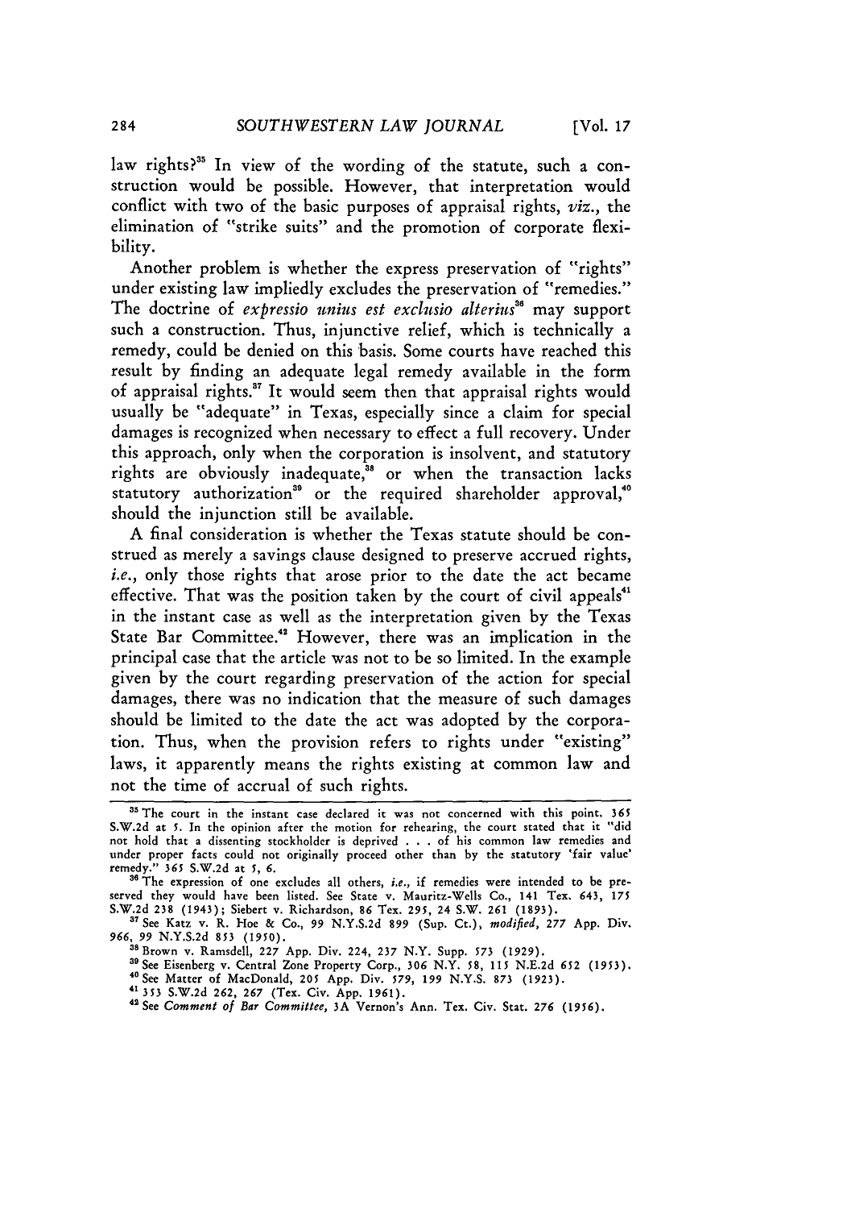law rights?[35] In view of the wording of the statute, such a construction would be possible. However, that interpretation would conflict with two of the basic purposes of appraisal rights, *viz.*, the elimination of "strike suits" and the promotion of corporate flexibility.

Another problem is whether the express preservation of "rights" under existing law impliedly excludes the preservation of "remedies." The doctrine of *expressio unius est exclusio alterius*[36] may support such a construction. Thus, injunctive relief, which is technically a remedy, could be denied on this basis. Some courts have reached this result by finding an adequate legal remedy available in the form of appraisal rights.[37] It would seem then that appraisal rights would usually be "adequate" in Texas, especially since a claim for special damages is recognized when necessary to effect a full recovery. Under this approach, only when the corporation is insolvent, and statutory rights are obviously inadequate,[38] or when the transaction lacks statutory authorization[39] or the required shareholder approval,[40] should the injunction still be available.

A final consideration is whether the Texas statute should be construed as merely a savings clause designed to preserve accrued rights, *i.e.*, only those rights that arose prior to the date the act became effective. That was the position taken by the court of civil appeals[41] in the instant case as well as the interpretation given by the Texas State Bar Committee.[42] However, there was an implication in the principal case that the article was not to be so limited. In the example given by the court regarding preservation of the action for special damages, there was no indication that the measure of such damages should be limited to the date the act was adopted by the corporation. Thus, when the provision refers to rights under "existing" laws, it apparently means the rights existing at common law and not the time of accrual of such rights.

---

[35] The court in the instant case declared it was not concerned with this point. 365 S.W.2d at 5. In the opinion after the motion for rehearing, the court stated that it "did not hold that a dissenting stockholder is deprived . . . of his common law remedies and under proper facts could not originally proceed other than by the statutory 'fair value' remedy." 365 S.W.2d at 5, 6.

[36] The expression of one excludes all others, *i.e.*, if remedies were intended to be preserved they would have been listed. See State v. Mauritz-Wells Co., 141 Tex. 643, 175 S.W.2d 238 (1943); Siebert v. Richardson, 86 Tex. 295, 24 S.W. 261 (1893).

[37] See Katz v. R. Hoe & Co., 99 N.Y.S.2d 899 (Sup. Ct.), *modified*, 277 App. Div. 966, 99 N.Y.S.2d 853 (1950).

[38] Brown v. Ramsdell, 227 App. Div. 224, 237 N.Y. Supp. 573 (1929).

[39] See Eisenberg v. Central Zone Property Corp., 306 N.Y. 58, 115 N.E.2d 652 (1953).

[40] See Matter of MacDonald, 205 App. Div. 579, 199 N.Y.S. 873 (1923).

[41] 353 S.W.2d 262, 267 (Tex. Civ. App. 1961).

[42] See *Comment of Bar Committee*, 3A Vernon's Ann. Tex. Civ. Stat. 276 (1956).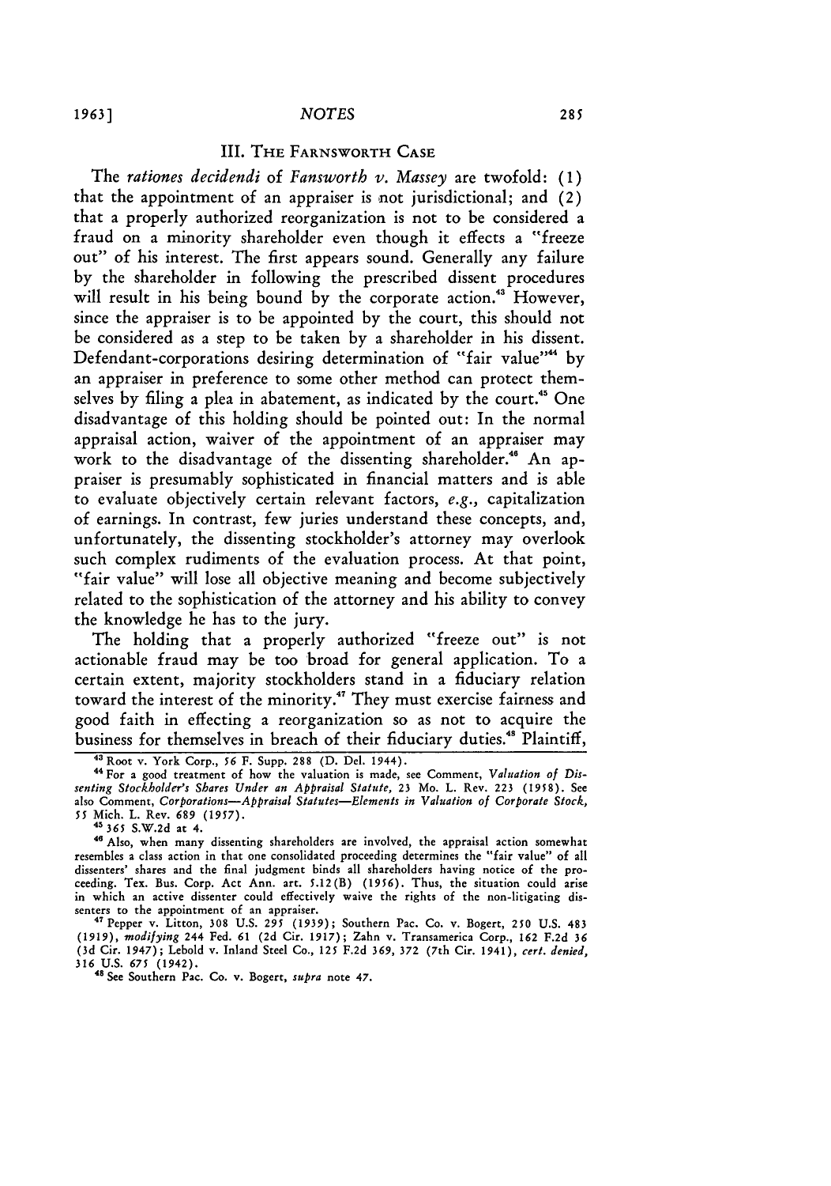### III. THE FARNSWORTH CASE

The *rationes decidendi* of *Fansworth v. Massey* are twofold: (1) that the appointment of an appraiser is not jurisdictional; and (2) that a properly authorized reorganization is not to be considered a fraud on a minority shareholder even though it effects a "freeze out" of his interest. The first appears sound. Generally any failure by the shareholder in following the prescribed dissent procedures will result in his being bound by the corporate action.[43] However, since the appraiser is to be appointed by the court, this should not be considered as a step to be taken by a shareholder in his dissent. Defendant-corporations desiring determination of "fair value"[44] by an appraiser in preference to some other method can protect themselves by filing a plea in abatement, as indicated by the court.[45] One disadvantage of this holding should be pointed out: In the normal appraisal action, waiver of the appointment of an appraiser may work to the disadvantage of the dissenting shareholder.[46] An appraiser is presumably sophisticated in financial matters and is able to evaluate objectively certain relevant factors, *e.g.*, capitalization of earnings. In contrast, few juries understand these concepts, and, unfortunately, the dissenting stockholder's attorney may overlook such complex rudiments of the evaluation process. At that point, "fair value" will lose all objective meaning and become subjectively related to the sophistication of the attorney and his ability to convey the knowledge he has to the jury.

The holding that a properly authorized "freeze out" is not actionable fraud may be too broad for general application. To a certain extent, majority stockholders stand in a fiduciary relation toward the interest of the minority.[47] They must exercise fairness and good faith in effecting a reorganization so as not to acquire the business for themselves in breach of their fiduciary duties.[48] Plaintiff,

---

[43] Root v. York Corp., 56 F. Supp. 288 (D. Del. 1944).

[44] For a good treatment of how the valuation is made, see Comment, *Valuation of Dissenting Stockholder's Shares Under an Appraisal Statute*, 23 Mo. L. Rev. 223 (1958). See also Comment, *Corporations—Appraisal Statutes—Elements in Valuation of Corporate Stock*, 55 Mich. L. Rev. 689 (1957).

[45] 365 S.W.2d at 4.

[46] Also, when many dissenting shareholders are involved, the appraisal action somewhat resembles a class action in that one consolidated proceeding determines the "fair value" of all dissenters' shares and the final judgment binds all shareholders having notice of the proceeding. Tex. Bus. Corp. Act Ann. art. 5.12(B) (1956). Thus, the situation could arise in which an active dissenter could effectively waive the rights of the non-litigating dissenters to the appointment of an appraiser.

[47] Pepper v. Litton, 308 U.S. 295 (1939); Southern Pac. Co. v. Bogert, 250 U.S. 483 (1919), *modifying* 244 Fed. 61 (2d Cir. 1917); Zahn v. Transamerica Corp., 162 F.2d 36 (3d Cir. 1947); Lebold v. Inland Steel Co., 125 F.2d 369, 372 (7th Cir. 1941), *cert. denied*, 316 U.S. 675 (1942).

[48] See Southern Pac. Co. v. Bogert, *supra* note 47.